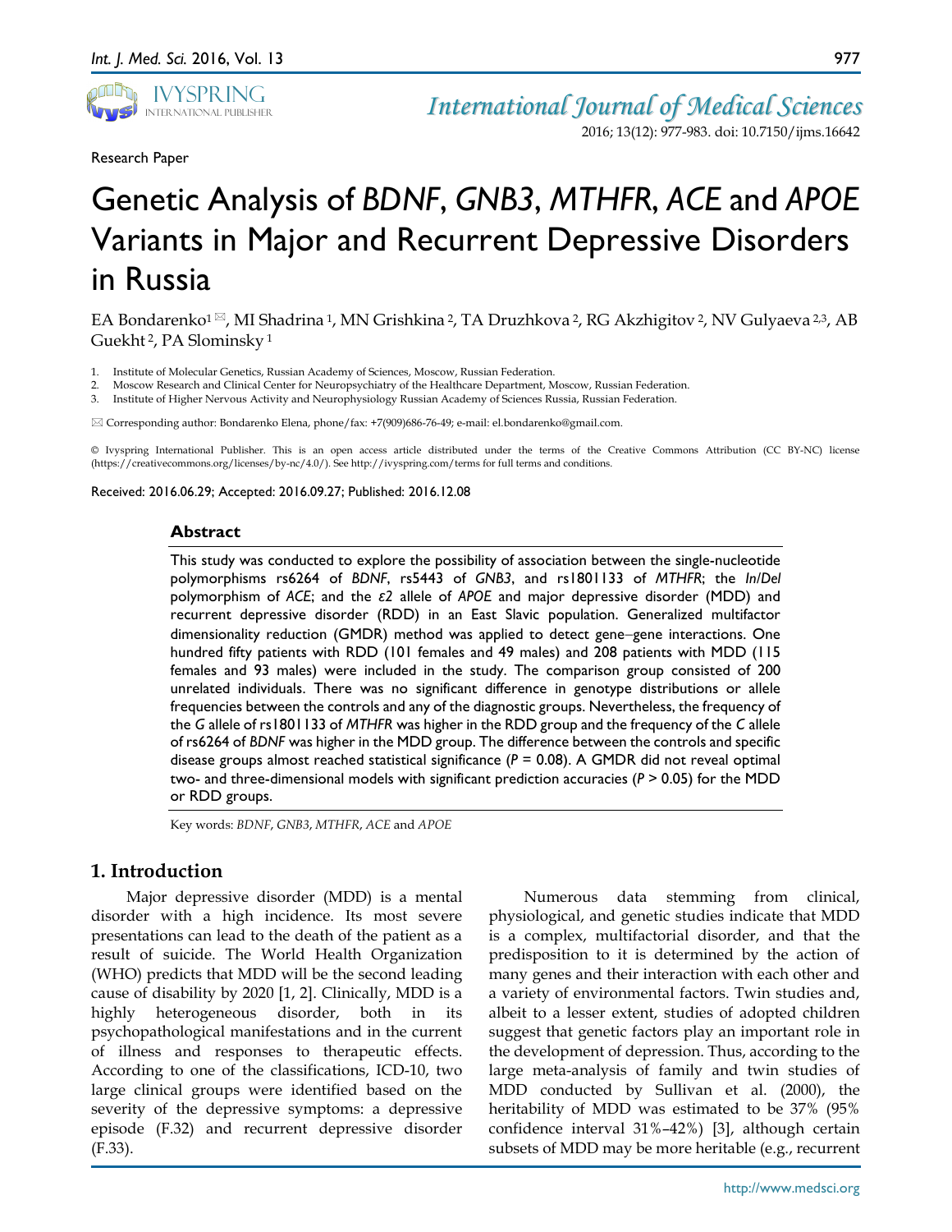Research Paper

# Genetic Analysis of *BDNF*, *GNB3*, *MTHFR*, *ACE* and *APOE* Variants in Major and Recurrent Depressive Disorders in Russia

EA Bondarenko[1] ✉, MI Shadrina [1], MN Grishkina [2], TA Druzhkova [2], RG Akzhigitov [2], NV Gulyaeva [2,3], AB Guekht [2], PA Slominsky [1]

1. Institute of Molecular Genetics, Russian Academy of Sciences, Moscow, Russian Federation.
2. Moscow Research and Clinical Center for Neuropsychiatry of the Healthcare Department, Moscow, Russian Federation.
3. Institute of Higher Nervous Activity and Neurophysiology Russian Academy of Sciences Russia, Russian Federation.

✉ Corresponding author: Bondarenko Elena, phone/fax: +7(909)686-76-49; e-mail: el.bondarenko@gmail.com.

© Ivyspring International Publisher. This is an open access article distributed under the terms of the Creative Commons Attribution (CC BY-NC) license (https://creativecommons.org/licenses/by-nc/4.0/). See http://ivyspring.com/terms for full terms and conditions.

Received: 2016.06.29; Accepted: 2016.09.27; Published: 2016.12.08

## Abstract

This study was conducted to explore the possibility of association between the single-nucleotide polymorphisms rs6264 of *BDNF*, rs5443 of *GNB3*, and rs1801133 of *MTHFR*; the *In/Del* polymorphism of *ACE*; and the *ε2* allele of *APOE* and major depressive disorder (MDD) and recurrent depressive disorder (RDD) in an East Slavic population. Generalized multifactor dimensionality reduction (GMDR) method was applied to detect gene–gene interactions. One hundred fifty patients with RDD (101 females and 49 males) and 208 patients with MDD (115 females and 93 males) were included in the study. The comparison group consisted of 200 unrelated individuals. There was no significant difference in genotype distributions or allele frequencies between the controls and any of the diagnostic groups. Nevertheless, the frequency of the *G* allele of rs1801133 of *MTHFR* was higher in the RDD group and the frequency of the *C* allele of rs6264 of *BDNF* was higher in the MDD group. The difference between the controls and specific disease groups almost reached statistical significance ($P$ = 0.08). A GMDR did not reveal optimal two- and three-dimensional models with significant prediction accuracies ($P$ > 0.05) for the MDD or RDD groups.

Key words: *BDNF*, *GNB3*, *MTHFR*, *ACE* and *APOE*

## 1. Introduction

Major depressive disorder (MDD) is a mental disorder with a high incidence. Its most severe presentations can lead to the death of the patient as a result of suicide. The World Health Organization (WHO) predicts that MDD will be the second leading cause of disability by 2020 [1, 2]. Clinically, MDD is a highly heterogeneous disorder, both in its psychopathological manifestations and in the current of illness and responses to therapeutic effects. According to one of the classifications, ICD-10, two large clinical groups were identified based on the severity of the depressive symptoms: a depressive episode (F.32) and recurrent depressive disorder (F.33).

Numerous data stemming from clinical, physiological, and genetic studies indicate that MDD is a complex, multifactorial disorder, and that the predisposition to it is determined by the action of many genes and their interaction with each other and a variety of environmental factors. Twin studies and, albeit to a lesser extent, studies of adopted children suggest that genetic factors play an important role in the development of depression. Thus, according to the large meta-analysis of family and twin studies of MDD conducted by Sullivan et al. (2000), the heritability of MDD was estimated to be 37% (95% confidence interval 31%–42%) [3], although certain subsets of MDD may be more heritable (e.g., recurrent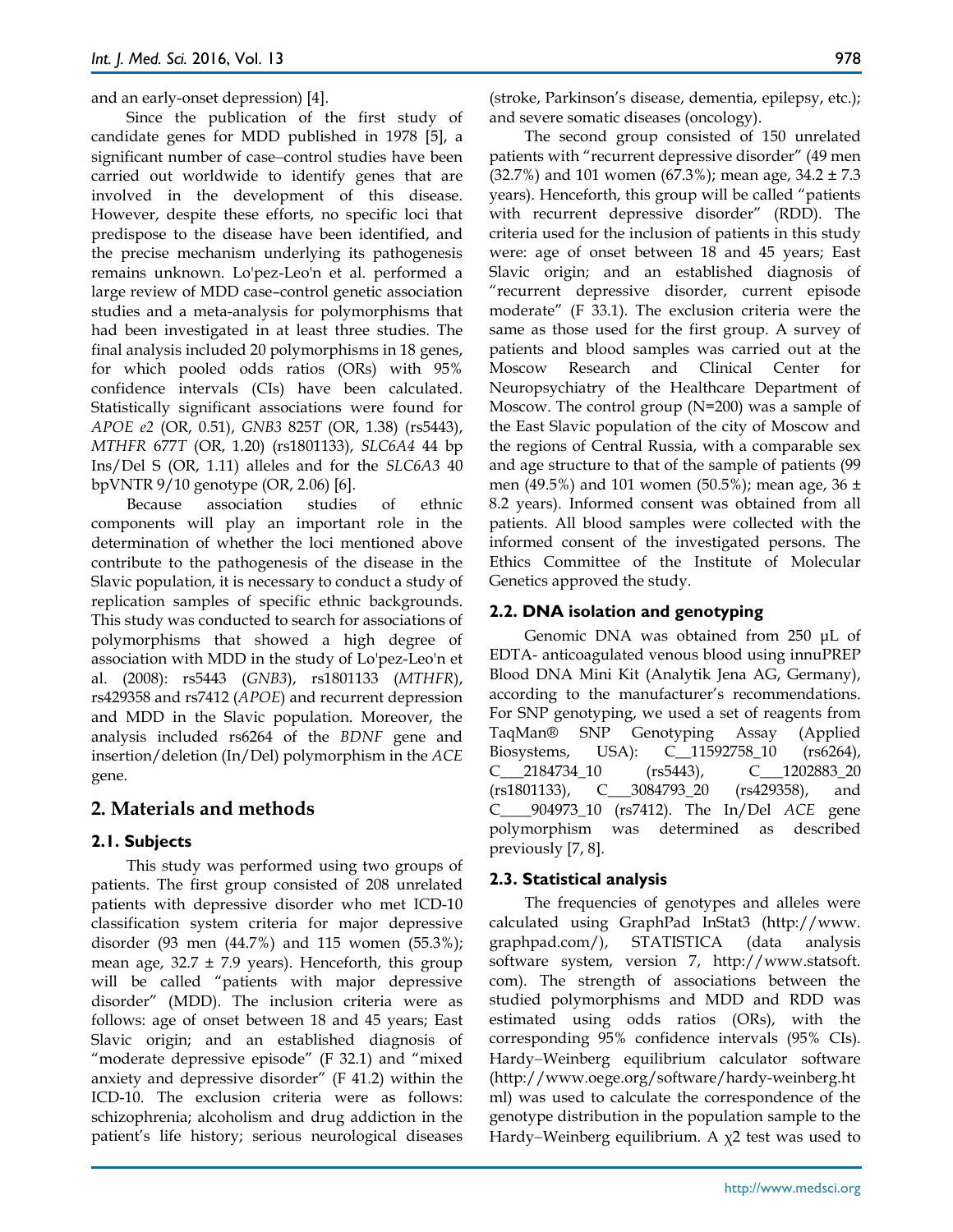and an early-onset depression) [4].

Since the publication of the first study of candidate genes for MDD published in 1978 [5], a significant number of case–control studies have been carried out worldwide to identify genes that are involved in the development of this disease. However, despite these efforts, no specific loci that predispose to the disease have been identified, and the precise mechanism underlying its pathogenesis remains unknown. Lo'pez-Leo'n et al. performed a large review of MDD case–control genetic association studies and a meta-analysis for polymorphisms that had been investigated in at least three studies. The final analysis included 20 polymorphisms in 18 genes, for which pooled odds ratios (ORs) with 95% confidence intervals (CIs) have been calculated. Statistically significant associations were found for *APOE e2* (OR, 0.51), *GNB3* 825*T* (OR, 1.38) (rs5443), *MTHFR* 677*T* (OR, 1.20) (rs1801133), *SLC6A4* 44 bp Ins/Del S (OR, 1.11) alleles and for the *SLC6A3* 40 bpVNTR 9/10 genotype (OR, 2.06) [6].

Because association studies of ethnic components will play an important role in the determination of whether the loci mentioned above contribute to the pathogenesis of the disease in the Slavic population, it is necessary to conduct a study of replication samples of specific ethnic backgrounds. This study was conducted to search for associations of polymorphisms that showed a high degree of association with MDD in the study of Lo'pez-Leo'n et al. (2008): rs5443 (*GNB3*), rs1801133 (*MTHFR*), rs429358 and rs7412 (*APOE*) and recurrent depression and MDD in the Slavic population. Moreover, the analysis included rs6264 of the *BDNF* gene and insertion/deletion (In/Del) polymorphism in the *ACE* gene.

## 2. Materials and methods

### 2.1. Subjects

This study was performed using two groups of patients. The first group consisted of 208 unrelated patients with depressive disorder who met ICD-10 classification system criteria for major depressive disorder (93 men (44.7%) and 115 women (55.3%); mean age, 32.7 ± 7.9 years). Henceforth, this group will be called "patients with major depressive disorder" (MDD). The inclusion criteria were as follows: age of onset between 18 and 45 years; East Slavic origin; and an established diagnosis of "moderate depressive episode" (F 32.1) and "mixed anxiety and depressive disorder" (F 41.2) within the ICD-10. The exclusion criteria were as follows: schizophrenia; alcoholism and drug addiction in the patient's life history; serious neurological diseases (stroke, Parkinson's disease, dementia, epilepsy, etc.); and severe somatic diseases (oncology).

The second group consisted of 150 unrelated patients with "recurrent depressive disorder" (49 men (32.7%) and 101 women (67.3%); mean age, 34.2 ± 7.3 years). Henceforth, this group will be called "patients with recurrent depressive disorder" (RDD). The criteria used for the inclusion of patients in this study were: age of onset between 18 and 45 years; East Slavic origin; and an established diagnosis of "recurrent depressive disorder, current episode moderate" (F 33.1). The exclusion criteria were the same as those used for the first group. A survey of patients and blood samples was carried out at the Moscow Research and Clinical Center for Neuropsychiatry of the Healthcare Department of Moscow. The control group (N=200) was a sample of the East Slavic population of the city of Moscow and the regions of Central Russia, with a comparable sex and age structure to that of the sample of patients (99 men (49.5%) and 101 women (50.5%); mean age, 36 ± 8.2 years). Informed consent was obtained from all patients. All blood samples were collected with the informed consent of the investigated persons. The Ethics Committee of the Institute of Molecular Genetics approved the study.

### 2.2. DNA isolation and genotyping

Genomic DNA was obtained from 250 µL of EDTA- anticoagulated venous blood using innuPREP Blood DNA Mini Kit (Analytik Jena AG, Germany), according to the manufacturer's recommendations. For SNP genotyping, we used a set of reagents from TaqMan® SNP Genotyping Assay (Applied Biosystems, USA): C__11592758_10 (rs6264), C___2184734_10 (rs5443), C___1202883_20 (rs1801133), C___3084793_20 (rs429358), and C____904973_10 (rs7412). The In/Del *ACE* gene polymorphism was determined as described previously [7, 8].

### 2.3. Statistical analysis

The frequencies of genotypes and alleles were calculated using GraphPad InStat3 (http://www.graphpad.com/), STATISTICA (data analysis software system, version 7, http://www.statsoft.com). The strength of associations between the studied polymorphisms and MDD and RDD was estimated using odds ratios (ORs), with the corresponding 95% confidence intervals (95% CIs). Hardy–Weinberg equilibrium calculator software (http://www.oege.org/software/hardy-weinberg.html) was used to calculate the correspondence of the genotype distribution in the population sample to the Hardy–Weinberg equilibrium. A $\chi^2$ test was used to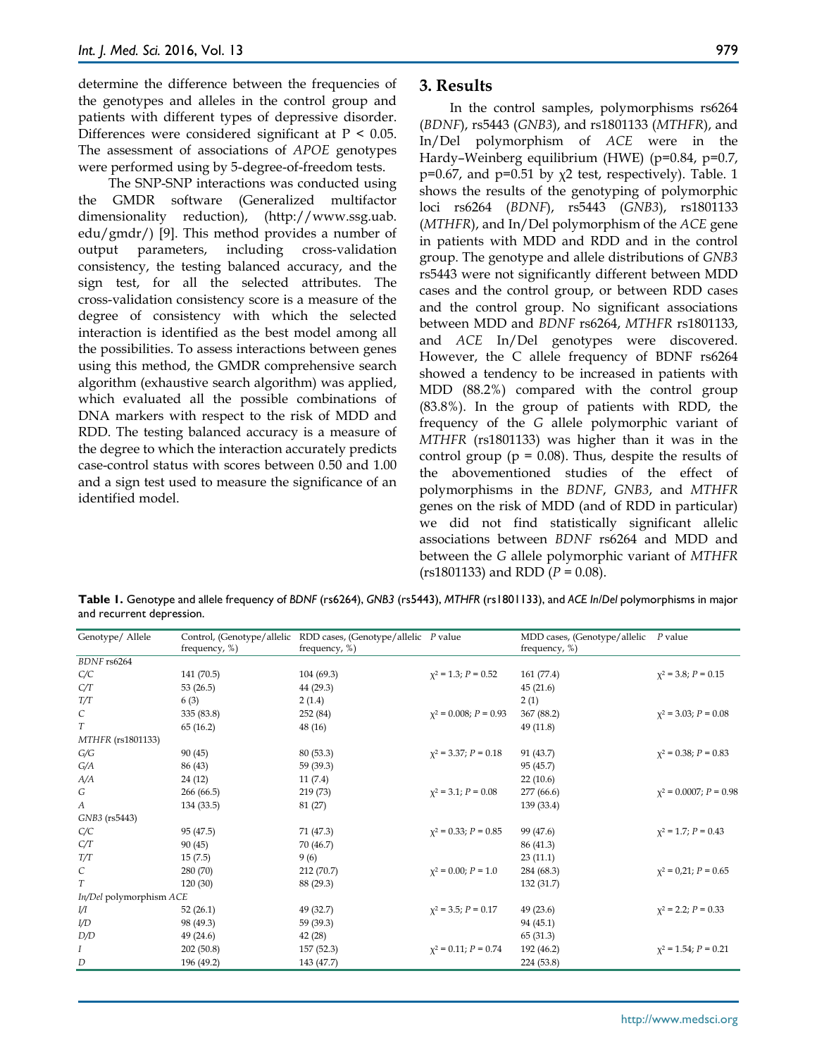determine the difference between the frequencies of the genotypes and alleles in the control group and patients with different types of depressive disorder. Differences were considered significant at $P < 0.05$. The assessment of associations of *APOE* genotypes were performed using by 5-degree-of-freedom tests.

The SNP-SNP interactions was conducted using the GMDR software (Generalized multifactor dimensionality reduction), (http://www.ssg.uab.edu/gmdr/) [9]. This method provides a number of output parameters, including cross-validation consistency, the testing balanced accuracy, and the sign test, for all the selected attributes. The cross-validation consistency score is a measure of the degree of consistency with which the selected interaction is identified as the best model among all the possibilities. To assess interactions between genes using this method, the GMDR comprehensive search algorithm (exhaustive search algorithm) was applied, which evaluated all the possible combinations of DNA markers with respect to the risk of MDD and RDD. The testing balanced accuracy is a measure of the degree to which the interaction accurately predicts case-control status with scores between 0.50 and 1.00 and a sign test used to measure the significance of an identified model.

## 3. Results

In the control samples, polymorphisms rs6264 (*BDNF*), rs5443 (*GNB3*), and rs1801133 (*MTHFR*), and In/Del polymorphism of *ACE* were in the Hardy–Weinberg equilibrium (HWE) (p=0.84, p=0.7, p=0.67, and p=0.51 by $\chi2$ test, respectively). Table. 1 shows the results of the genotyping of polymorphic loci rs6264 (*BDNF*), rs5443 (*GNB3*), rs1801133 (*MTHFR*), and In/Del polymorphism of the *ACE* gene in patients with MDD and RDD and in the control group. The genotype and allele distributions of *GNB3* rs5443 were not significantly different between MDD cases and the control group, or between RDD cases and the control group. No significant associations between MDD and *BDNF* rs6264, *MTHFR* rs1801133, and *ACE* In/Del genotypes were discovered. However, the C allele frequency of BDNF rs6264 showed a tendency to be increased in patients with MDD (88.2%) compared with the control group (83.8%). In the group of patients with RDD, the frequency of the *G* allele polymorphic variant of *MTHFR* (rs1801133) was higher than it was in the control group (p = 0.08). Thus, despite the results of the abovementioned studies of the effect of polymorphisms in the *BDNF*, *GNB3*, and *MTHFR* genes on the risk of MDD (and of RDD in particular) we did not find statistically significant allelic associations between *BDNF* rs6264 and MDD and between the *G* allele polymorphic variant of *MTHFR* (rs1801133) and RDD ($P$ = 0.08).

**Table 1.** Genotype and allele frequency of *BDNF* (rs6264), *GNB3* (rs5443), *MTHFR* (rs1801133), and *ACE In/Del* polymorphisms in major and recurrent depression.

| Genotype/ Allele | Control, (Genotype/allelic frequency, %) | RDD cases, (Genotype/allelic frequency, %) | P value | MDD cases, (Genotype/allelic frequency, %) | P value |
|---|---|---|---|---|---|
| *BDNF* rs6264 | | | | | |
| *C/C* | 141 (70.5) | 104 (69.3) | $\chi^2 = 1.3; P = 0.52$ | 161 (77.4) | $\chi^2 = 3.8; P = 0.15$ |
| *C/T* | 53 (26.5) | 44 (29.3) | | 45 (21.6) | |
| *T/T* | 6 (3) | 2 (1.4) | | 2 (1) | |
| *C* | 335 (83.8) | 252 (84) | $\chi^2 = 0.008; P = 0.93$ | 367 (88.2) | $\chi^2 = 3.03; P = 0.08$ |
| *T* | 65 (16.2) | 48 (16) | | 49 (11.8) | |
| *MTHFR* (rs1801133) | | | | | |
| *G/G* | 90 (45) | 80 (53.3) | $\chi^2 = 3.37; P = 0.18$ | 91 (43.7) | $\chi^2 = 0.38; P = 0.83$ |
| *G/A* | 86 (43) | 59 (39.3) | | 95 (45.7) | |
| *A/A* | 24 (12) | 11 (7.4) | | 22 (10.6) | |
| *G* | 266 (66.5) | 219 (73) | $\chi^2 = 3.1; P = 0.08$ | 277 (66.6) | $\chi^2 = 0.0007; P = 0.98$ |
| *A* | 134 (33.5) | 81 (27) | | 139 (33.4) | |
| *GNB3* (rs5443) | | | | | |
| *C/C* | 95 (47.5) | 71 (47.3) | $\chi^2 = 0.33; P = 0.85$ | 99 (47.6) | $\chi^2 = 1.7; P = 0.43$ |
| *C/T* | 90 (45) | 70 (46.7) | | 86 (41.3) | |
| *T/T* | 15 (7.5) | 9 (6) | | 23 (11.1) | |
| *C* | 280 (70) | 212 (70.7) | $\chi^2 = 0.00; P = 1.0$ | 284 (68.3) | $\chi^2 = 0{,}21; P = 0.65$ |
| *T* | 120 (30) | 88 (29.3) | | 132 (31.7) | |
| *In/Del* polymorphism *ACE* | | | | | |
| *I/I* | 52 (26.1) | 49 (32.7) | $\chi^2 = 3.5; P = 0.17$ | 49 (23.6) | $\chi^2 = 2.2; P = 0.33$ |
| *I/D* | 98 (49.3) | 59 (39.3) | | 94 (45.1) | |
| *D/D* | 49 (24.6) | 42 (28) | | 65 (31.3) | |
| *I* | 202 (50.8) | 157 (52.3) | $\chi^2 = 0.11; P = 0.74$ | 192 (46.2) | $\chi^2 = 1.54; P = 0.21$ |
| *D* | 196 (49.2) | 143 (47.7) | | 224 (53.8) | |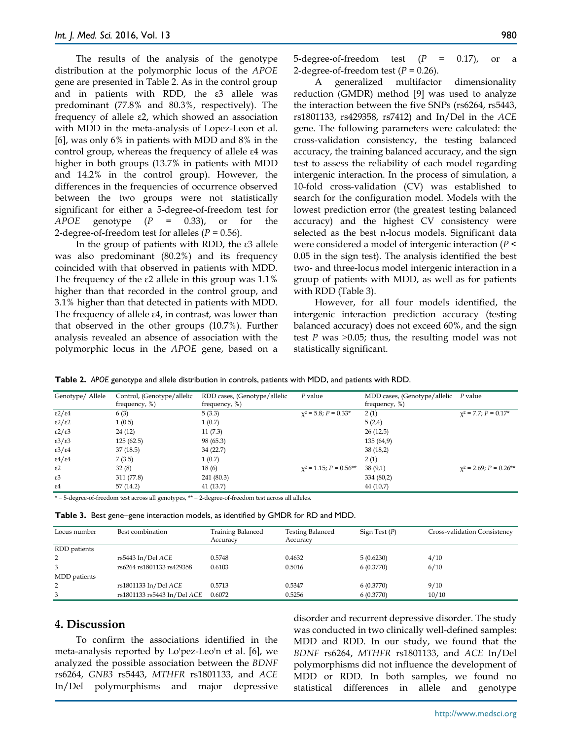The results of the analysis of the genotype distribution at the polymorphic locus of the *APOE* gene are presented in Table 2. As in the control group and in patients with RDD, the ε3 allele was predominant (77.8% and 80.3%, respectively). The frequency of allele ε2, which showed an association with MDD in the meta-analysis of Lopez-Leon et al. [6], was only 6% in patients with MDD and 8% in the control group, whereas the frequency of allele ε4 was higher in both groups (13.7% in patients with MDD and 14.2% in the control group). However, the differences in the frequencies of occurrence observed between the two groups were not statistically significant for either a 5-degree-of-freedom test for *APOE* genotype ($P$ = 0.33), or for the 2-degree-of-freedom test for alleles ($P$ = 0.56).

In the group of patients with RDD, the ε3 allele was also predominant (80.2%) and its frequency coincided with that observed in patients with MDD. The frequency of the ε2 allele in this group was 1.1% higher than that recorded in the control group, and 3.1% higher than that detected in patients with MDD. The frequency of allele ε4, in contrast, was lower than that observed in the other groups (10.7%). Further analysis revealed an absence of association with the polymorphic locus in the *APOE* gene, based on a 5-degree-of-freedom test ($P$ = 0.17), or a 2-degree-of-freedom test ($P$ = 0.26).

A generalized multifactor dimensionality reduction (GMDR) method [9] was used to analyze the interaction between the five SNPs (rs6264, rs5443, rs1801133, rs429358, rs7412) and In/Del in the *ACE* gene. The following parameters were calculated: the cross-validation consistency, the testing balanced accuracy, the training balanced accuracy, and the sign test to assess the reliability of each model regarding intergenic interaction. In the process of simulation, a 10-fold cross-validation (CV) was established to search for the configuration model. Models with the lowest prediction error (the greatest testing balanced accuracy) and the highest CV consistency were selected as the best n-locus models. Significant data were considered a model of intergenic interaction ($P$ < 0.05 in the sign test). The analysis identified the best two- and three-locus model intergenic interaction in a group of patients with MDD, as well as for patients with RDD (Table 3).

However, for all four models identified, the intergenic interaction prediction accuracy (testing balanced accuracy) does not exceed 60%, and the sign test $P$ was >0.05; thus, the resulting model was not statistically significant.

**Table 2.** *APOE* genotype and allele distribution in controls, patients with MDD, and patients with RDD.

| Genotype/ Allele | Control, (Genotype/allelic frequency, %) | RDD cases, (Genotype/allelic frequency, %) | *P* value | MDD cases, (Genotype/allelic frequency, %) | *P* value |
|---|---|---|---|---|---|
| ε2/ε4 | 6 (3) | 5 (3.3) | $\chi^2$ = 5.8; $P$ = 0.33* | 2 (1) | $\chi^2$ = 7.7; $P$ = 0.17* |
| ε2/ε2 | 1 (0.5) | 1 (0.7) | | 5 (2,4) | |
| ε2/ε3 | 24 (12) | 11 (7.3) | | 26 (12,5) | |
| ε3/ε3 | 125 (62.5) | 98 (65.3) | | 135 (64,9) | |
| ε3/ε4 | 37 (18.5) | 34 (22.7) | | 38 (18,2) | |
| ε4/ε4 | 7 (3.5) | 1 (0.7) | | 2 (1) | |
| ε2 | 32 (8) | 18 (6) | $\chi^2$ = 1.15; $P$ = 0.56** | 38 (9,1) | $\chi^2$ = 2.69; $P$ = 0.26** |
| ε3 | 311 (77.8) | 241 (80.3) | | 334 (80,2) | |
| ε4 | 57 (14.2) | 41 (13.7) | | 44 (10,7) | |

* – 5-degree-of-freedom test across all genotypes, ** – 2-degree-of-freedom test across all alleles.

**Table 3.** Best gene–gene interaction models, as identified by GMDR for RD and MDD.

| Locus number | Best combination | Training Balanced Accuracy | Testing Balanced Accuracy | Sign Test ($P$) | Cross-validation Consistency |
|---|---|---|---|---|---|
| RDD patients | | | | | |
| 2 | rs5443 In/Del *ACE* | 0.5748 | 0.4632 | 5 (0.6230) | 4/10 |
| 3 | rs6264 rs1801133 rs429358 | 0.6103 | 0.5016 | 6 (0.3770) | 6/10 |
| MDD patients | | | | | |
| 2 | rs1801133 In/Del *ACE* | 0.5713 | 0.5347 | 6 (0.3770) | 9/10 |
| 3 | rs1801133 rs5443 In/Del *ACE* | 0.6072 | 0.5256 | 6 (0.3770) | 10/10 |

## 4. Discussion

To confirm the associations identified in the meta-analysis reported by Lo'pez-Leo'n et al. [6], we analyzed the possible association between the *BDNF* rs6264, *GNB3* rs5443, *MTHFR* rs1801133, and *ACE* In/Del polymorphisms and major depressive disorder and recurrent depressive disorder. The study was conducted in two clinically well-defined samples: MDD and RDD. In our study, we found that the *BDNF* rs6264, *MTHFR* rs1801133, and *ACE* In/Del polymorphisms did not influence the development of MDD or RDD. In both samples, we found no statistical differences in allele and genotype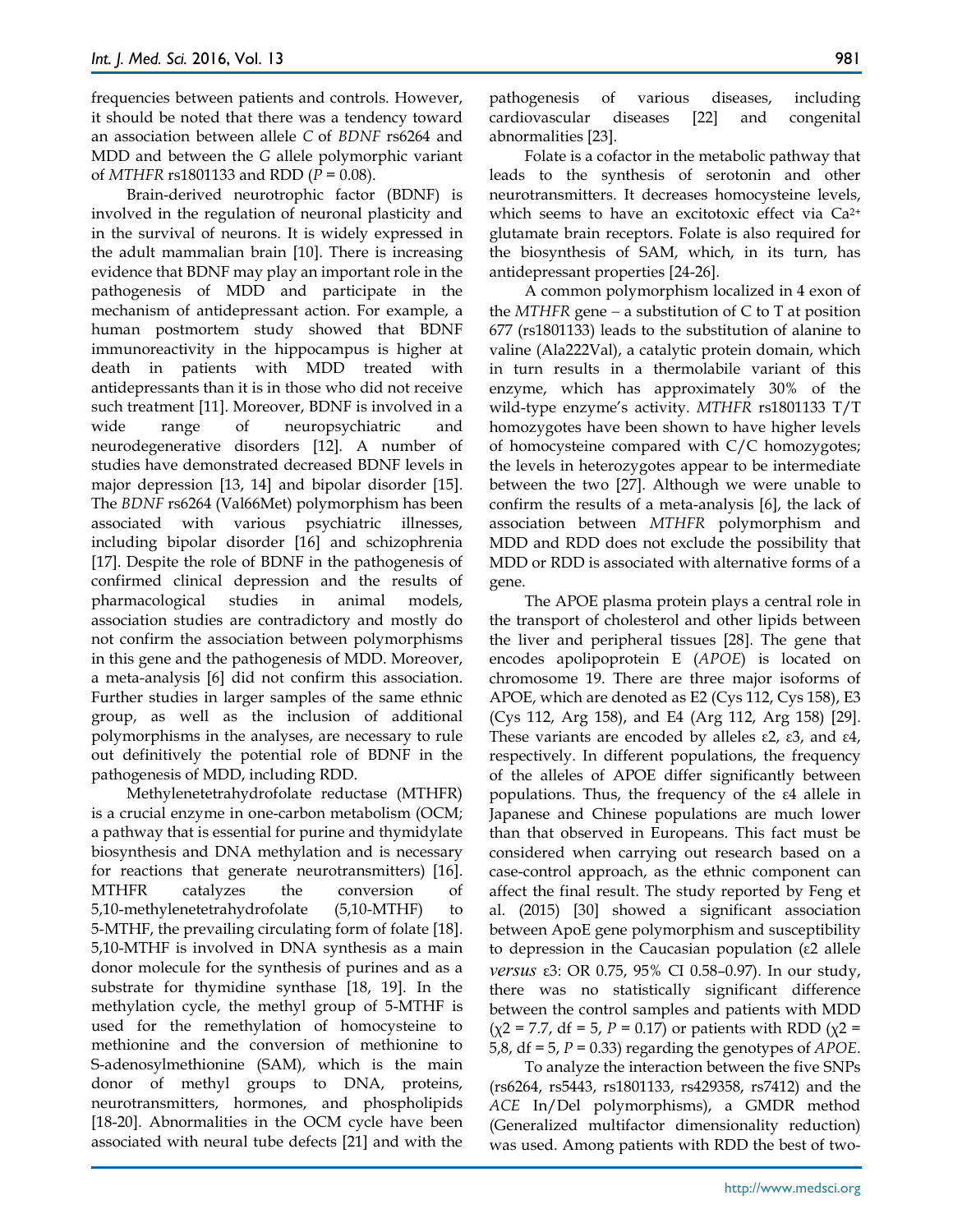frequencies between patients and controls. However, it should be noted that there was a tendency toward an association between allele *C* of *BDNF* rs6264 and MDD and between the *G* allele polymorphic variant of *MTHFR* rs1801133 and RDD ($P = 0.08$).

Brain-derived neurotrophic factor (BDNF) is involved in the regulation of neuronal plasticity and in the survival of neurons. It is widely expressed in the adult mammalian brain [10]. There is increasing evidence that BDNF may play an important role in the pathogenesis of MDD and participate in the mechanism of antidepressant action. For example, a human postmortem study showed that BDNF immunoreactivity in the hippocampus is higher at death in patients with MDD treated with antidepressants than it is in those who did not receive such treatment [11]. Moreover, BDNF is involved in a wide range of neuropsychiatric and neurodegenerative disorders [12]. A number of studies have demonstrated decreased BDNF levels in major depression [13, 14] and bipolar disorder [15]. The *BDNF* rs6264 (Val66Met) polymorphism has been associated with various psychiatric illnesses, including bipolar disorder [16] and schizophrenia [17]. Despite the role of BDNF in the pathogenesis of confirmed clinical depression and the results of pharmacological studies in animal models, association studies are contradictory and mostly do not confirm the association between polymorphisms in this gene and the pathogenesis of MDD. Moreover, a meta-analysis [6] did not confirm this association. Further studies in larger samples of the same ethnic group, as well as the inclusion of additional polymorphisms in the analyses, are necessary to rule out definitively the potential role of BDNF in the pathogenesis of MDD, including RDD.

Methylenetetrahydrofolate reductase (MTHFR) is a crucial enzyme in one-carbon metabolism (OCM; a pathway that is essential for purine and thymidylate biosynthesis and DNA methylation and is necessary for reactions that generate neurotransmitters) [16]. MTHFR catalyzes the conversion of 5,10-methylenetetrahydrofolate (5,10-MTHF) to 5-MTHF, the prevailing circulating form of folate [18]. 5,10-MTHF is involved in DNA synthesis as a main donor molecule for the synthesis of purines and as a substrate for thymidine synthase [18, 19]. In the methylation cycle, the methyl group of 5-MTHF is used for the remethylation of homocysteine to methionine and the conversion of methionine to S-adenosylmethionine (SAM), which is the main donor of methyl groups to DNA, proteins, neurotransmitters, hormones, and phospholipids [18-20]. Abnormalities in the OCM cycle have been associated with neural tube defects [21] and with the pathogenesis of various diseases, including cardiovascular diseases [22] and congenital abnormalities [23].

Folate is a cofactor in the metabolic pathway that leads to the synthesis of serotonin and other neurotransmitters. It decreases homocysteine levels, which seems to have an excitotoxic effect via $Ca^{2+}$ glutamate brain receptors. Folate is also required for the biosynthesis of SAM, which, in its turn, has antidepressant properties [24-26].

A common polymorphism localized in 4 exon of the *MTHFR* gene – a substitution of C to T at position 677 (rs1801133) leads to the substitution of alanine to valine (Ala222Val), a catalytic protein domain, which in turn results in a thermolabile variant of this enzyme, which has approximately 30% of the wild-type enzyme's activity. *MTHFR* rs1801133 T/T homozygotes have been shown to have higher levels of homocysteine compared with C/C homozygotes; the levels in heterozygotes appear to be intermediate between the two [27]. Although we were unable to confirm the results of a meta-analysis [6], the lack of association between *MTHFR* polymorphism and MDD and RDD does not exclude the possibility that MDD or RDD is associated with alternative forms of a gene.

The APOE plasma protein plays a central role in the transport of cholesterol and other lipids between the liver and peripheral tissues [28]. The gene that encodes apolipoprotein E (*APOE*) is located on chromosome 19. There are three major isoforms of APOE, which are denoted as E2 (Cys 112, Cys 158), E3 (Cys 112, Arg 158), and E4 (Arg 112, Arg 158) [29]. These variants are encoded by alleles ε2, ε3, and ε4, respectively. In different populations, the frequency of the alleles of APOE differ significantly between populations. Thus, the frequency of the ε4 allele in Japanese and Chinese populations are much lower than that observed in Europeans. This fact must be considered when carrying out research based on a case-control approach, as the ethnic component can affect the final result. The study reported by Feng et al. (2015) [30] showed a significant association between ApoE gene polymorphism and susceptibility to depression in the Caucasian population (ε2 allele *versus* ε3: OR 0.75, 95% CI 0.58–0.97). In our study, there was no statistically significant difference between the control samples and patients with MDD ($\chi2 = 7.7$, df = 5, $P = 0.17$) or patients with RDD ($\chi2 = 5{,}8$, df = 5, $P = 0.33$) regarding the genotypes of *APOE*.

To analyze the interaction between the five SNPs (rs6264, rs5443, rs1801133, rs429358, rs7412) and the *ACE* In/Del polymorphisms), a GMDR method (Generalized multifactor dimensionality reduction) was used. Among patients with RDD the best of two-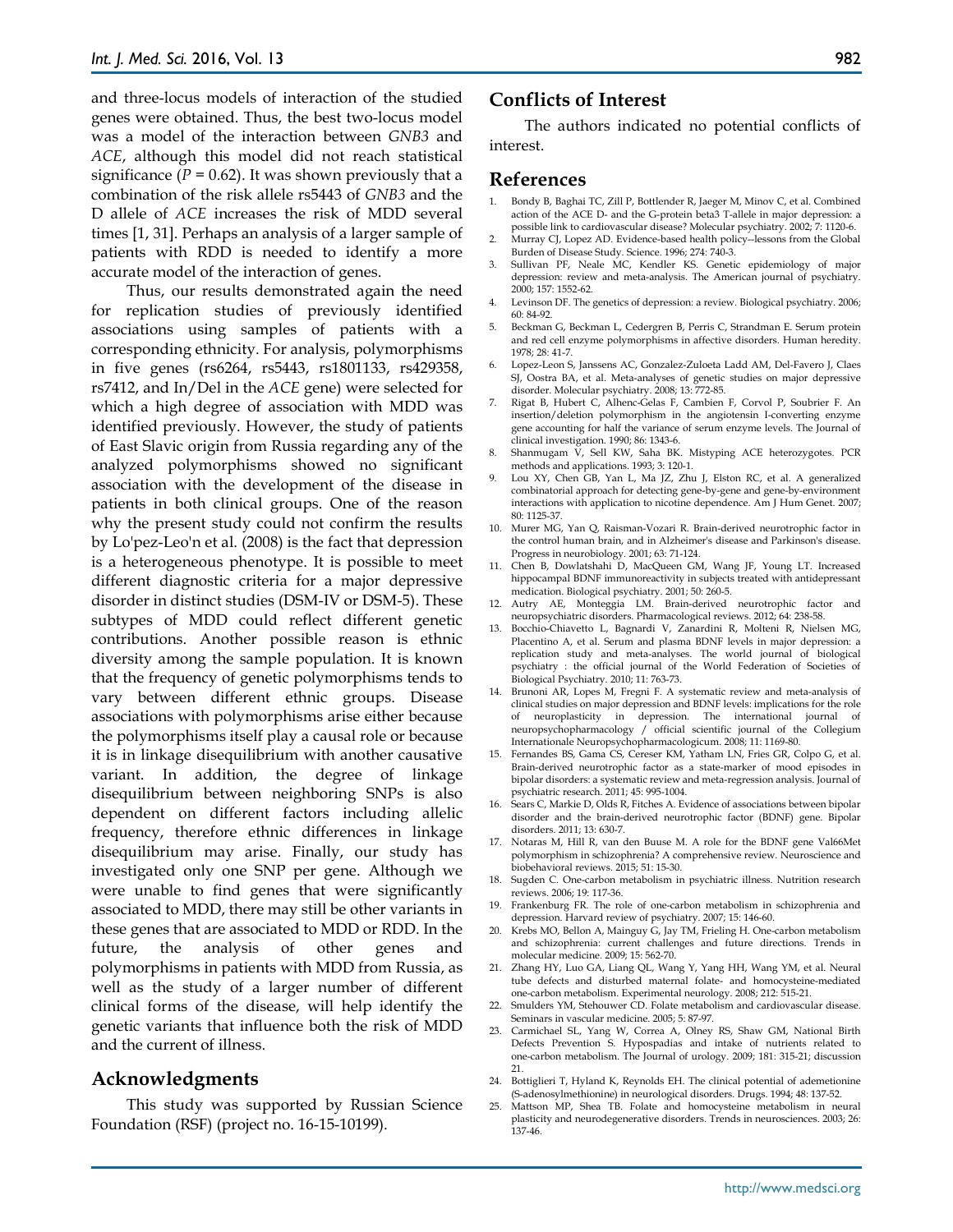and three-locus models of interaction of the studied genes were obtained. Thus, the best two-locus model was a model of the interaction between *GNB3* and *ACE*, although this model did not reach statistical significance ($P$ = 0.62). It was shown previously that a combination of the risk allele rs5443 of *GNB3* and the D allele of *ACE* increases the risk of MDD several times [1, 31]. Perhaps an analysis of a larger sample of patients with RDD is needed to identify a more accurate model of the interaction of genes.

Thus, our results demonstrated again the need for replication studies of previously identified associations using samples of patients with a corresponding ethnicity. For analysis, polymorphisms in five genes (rs6264, rs5443, rs1801133, rs429358, rs7412, and In/Del in the *ACE* gene) were selected for which a high degree of association with MDD was identified previously. However, the study of patients of East Slavic origin from Russia regarding any of the analyzed polymorphisms showed no significant association with the development of the disease in patients in both clinical groups. One of the reason why the present study could not confirm the results by Lo'pez-Leo'n et al. (2008) is the fact that depression is a heterogeneous phenotype. It is possible to meet different diagnostic criteria for a major depressive disorder in distinct studies (DSM-IV or DSM-5). These subtypes of MDD could reflect different genetic contributions. Another possible reason is ethnic diversity among the sample population. It is known that the frequency of genetic polymorphisms tends to vary between different ethnic groups. Disease associations with polymorphisms arise either because the polymorphisms itself play a causal role or because it is in linkage disequilibrium with another causative variant. In addition, the degree of linkage disequilibrium between neighboring SNPs is also dependent on different factors including allelic frequency, therefore ethnic differences in linkage disequilibrium may arise. Finally, our study has investigated only one SNP per gene. Although we were unable to find genes that were significantly associated to MDD, there may still be other variants in these genes that are associated to MDD or RDD. In the future, the analysis of other genes and polymorphisms in patients with MDD from Russia, as well as the study of a larger number of different clinical forms of the disease, will help identify the genetic variants that influence both the risk of MDD and the current of illness.

## Acknowledgments

This study was supported by Russian Science Foundation (RSF) (project no. 16-15-10199).

## Conflicts of Interest

The authors indicated no potential conflicts of interest.

## References

1. Bondy B, Baghai TC, Zill P, Bottlender R, Jaeger M, Minov C, et al. Combined action of the ACE D- and the G-protein beta3 T-allele in major depression: a possible link to cardiovascular disease? Molecular psychiatry. 2002; 7: 1120-6.
2. Murray CJ, Lopez AD. Evidence-based health policy--lessons from the Global Burden of Disease Study. Science. 1996; 274: 740-3.
3. Sullivan PF, Neale MC, Kendler KS. Genetic epidemiology of major depression: review and meta-analysis. The American journal of psychiatry. 2000; 157: 1552-62.
4. Levinson DF. The genetics of depression: a review. Biological psychiatry. 2006; 60: 84-92.
5. Beckman G, Beckman L, Cedergren B, Perris C, Strandman E. Serum protein and red cell enzyme polymorphisms in affective disorders. Human heredity. 1978; 28: 41-7.
6. Lopez-Leon S, Janssens AC, Gonzalez-Zuloeta Ladd AM, Del-Favero J, Claes SJ, Oostra BA, et al. Meta-analyses of genetic studies on major depressive disorder. Molecular psychiatry. 2008; 13: 772-85.
7. Rigat B, Hubert C, Alhenc-Gelas F, Cambien F, Corvol P, Soubrier F. An insertion/deletion polymorphism in the angiotensin I-converting enzyme gene accounting for half the variance of serum enzyme levels. The Journal of clinical investigation. 1990; 86: 1343-6.
8. Shanmugam V, Sell KW, Saha BK. Mistyping ACE heterozygotes. PCR methods and applications. 1993; 3: 120-1.
9. Lou XY, Chen GB, Yan L, Ma JZ, Zhu J, Elston RC, et al. A generalized combinatorial approach for detecting gene-by-gene and gene-by-environment interactions with application to nicotine dependence. Am J Hum Genet. 2007; 80: 1125-37.
10. Murer MG, Yan Q, Raisman-Vozari R. Brain-derived neurotrophic factor in the control human brain, and in Alzheimer's disease and Parkinson's disease. Progress in neurobiology. 2001; 63: 71-124.
11. Chen B, Dowlatshahi D, MacQueen GM, Wang JF, Young LT. Increased hippocampal BDNF immunoreactivity in subjects treated with antidepressant medication. Biological psychiatry. 2001; 50: 260-5.
12. Autry AE, Monteggia LM. Brain-derived neurotrophic factor and neuropsychiatric disorders. Pharmacological reviews. 2012; 64: 238-58.
13. Bocchio-Chiavetto L, Bagnardi V, Zanardini R, Molteni R, Nielsen MG, Placentino A, et al. Serum and plasma BDNF levels in major depression: a replication study and meta-analyses. The world journal of biological psychiatry : the official journal of the World Federation of Societies of Biological Psychiatry. 2010; 11: 763-73.
14. Brunoni AR, Lopes M, Fregni F. A systematic review and meta-analysis of clinical studies on major depression and BDNF levels: implications for the role of neuroplasticity in depression. The international journal of neuropsychopharmacology / official scientific journal of the Collegium Internationale Neuropsychopharmacologicum. 2008; 11: 1169-80.
15. Fernandes BS, Gama CS, Cereser KM, Yatham LN, Fries GR, Colpo G, et al. Brain-derived neurotrophic factor as a state-marker of mood episodes in bipolar disorders: a systematic review and meta-regression analysis. Journal of psychiatric research. 2011; 45: 995-1004.
16. Sears C, Markie D, Olds R, Fitches A. Evidence of associations between bipolar disorder and the brain-derived neurotrophic factor (BDNF) gene. Bipolar disorders. 2011; 13: 630-7.
17. Notaras M, Hill R, van den Buuse M. A role for the BDNF gene Val66Met polymorphism in schizophrenia? A comprehensive review. Neuroscience and biobehavioral reviews. 2015; 51: 15-30.
18. Sugden C. One-carbon metabolism in psychiatric illness. Nutrition research reviews. 2006; 19: 117-36.
19. Frankenburg FR. The role of one-carbon metabolism in schizophrenia and depression. Harvard review of psychiatry. 2007; 15: 146-60.
20. Krebs MO, Bellon A, Mainguy G, Jay TM, Frieling H. One-carbon metabolism and schizophrenia: current challenges and future directions. Trends in molecular medicine. 2009; 15: 562-70.
21. Zhang HY, Luo GA, Liang QL, Wang Y, Yang HH, Wang YM, et al. Neural tube defects and disturbed maternal folate- and homocysteine-mediated one-carbon metabolism. Experimental neurology. 2008; 212: 515-21.
22. Smulders YM, Stehouwer CD. Folate metabolism and cardiovascular disease. Seminars in vascular medicine. 2005; 5: 87-97.
23. Carmichael SL, Yang W, Correa A, Olney RS, Shaw GM, National Birth Defects Prevention S. Hypospadias and intake of nutrients related to one-carbon metabolism. The Journal of urology. 2009; 181: 315-21; discussion 21.
24. Bottiglieri T, Hyland K, Reynolds EH. The clinical potential of ademetionine (S-adenosylmethionine) in neurological disorders. Drugs. 1994; 48: 137-52.
25. Mattson MP, Shea TB. Folate and homocysteine metabolism in neural plasticity and neurodegenerative disorders. Trends in neurosciences. 2003; 26: 137-46.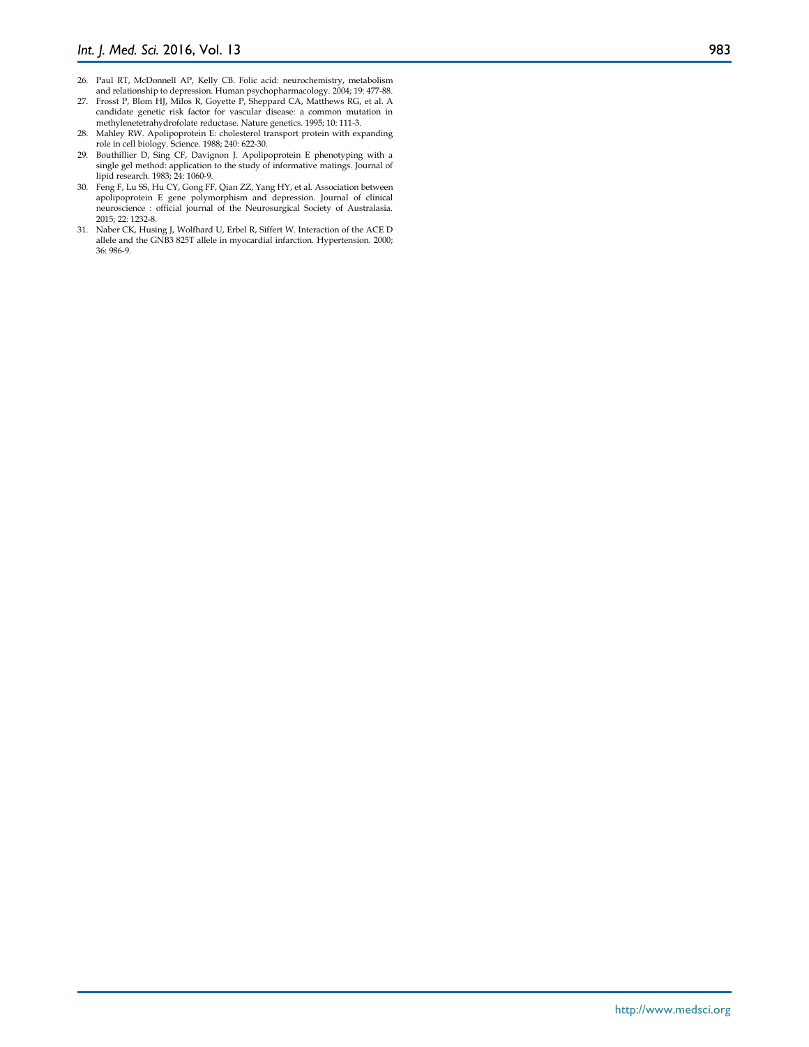26. Paul RT, McDonnell AP, Kelly CB. Folic acid: neurochemistry, metabolism and relationship to depression. Human psychopharmacology. 2004; 19: 477-88.
27. Frosst P, Blom HJ, Milos R, Goyette P, Sheppard CA, Matthews RG, et al. A candidate genetic risk factor for vascular disease: a common mutation in methylenetetrahydrofolate reductase. Nature genetics. 1995; 10: 111-3.
28. Mahley RW. Apolipoprotein E: cholesterol transport protein with expanding role in cell biology. Science. 1988; 240: 622-30.
29. Bouthillier D, Sing CF, Davignon J. Apolipoprotein E phenotyping with a single gel method: application to the study of informative matings. Journal of lipid research. 1983; 24: 1060-9.
30. Feng F, Lu SS, Hu CY, Gong FF, Qian ZZ, Yang HY, et al. Association between apolipoprotein E gene polymorphism and depression. Journal of clinical neuroscience : official journal of the Neurosurgical Society of Australasia. 2015; 22: 1232-8.
31. Naber CK, Husing J, Wolfhard U, Erbel R, Siffert W. Interaction of the ACE D allele and the GNB3 825T allele in myocardial infarction. Hypertension. 2000; 36: 986-9.